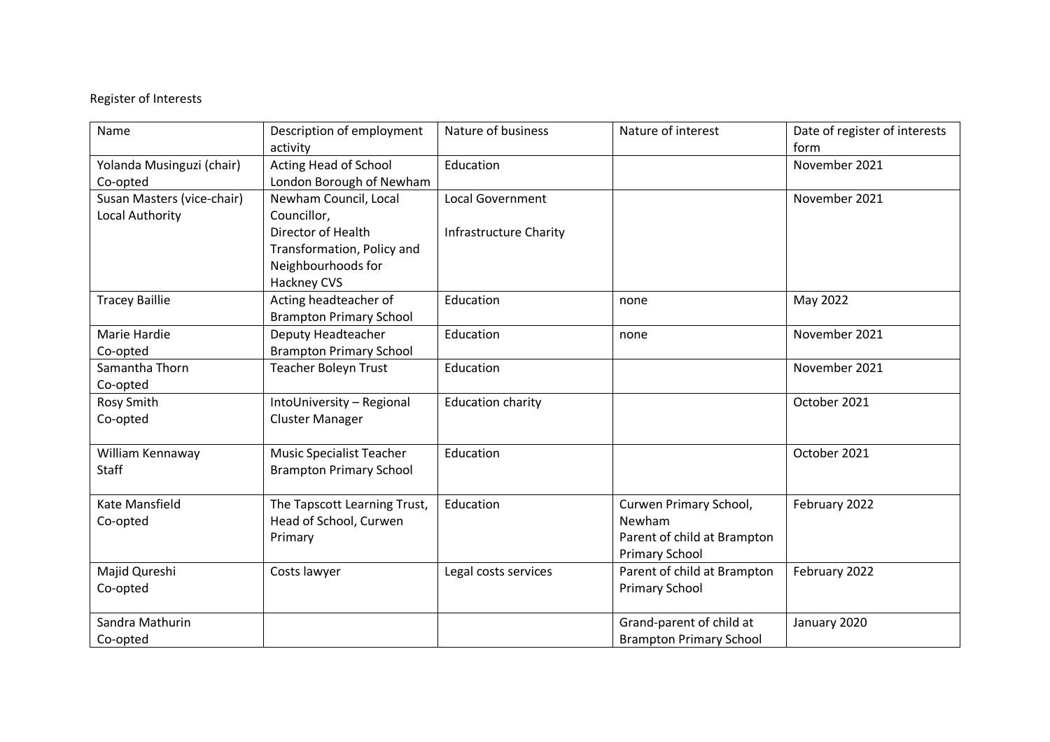Register of Interests

| Name | Description of employment activity | Nature of business | Nature of interest | Date of register of interests form |
|---|---|---|---|---|
| Yolanda Musinguzi (chair) Co-opted | Acting Head of School London Borough of Newham | Education | | November 2021 |
| Susan Masters (vice-chair) Local Authority | Newham Council, Local Councillor, Director of Health Transformation, Policy and Neighbourhoods for Hackney CVS | Local Government Infrastructure Charity | | November 2021 |
| Tracey Baillie | Acting headteacher of Brampton Primary School | Education | none | May 2022 |
| Marie Hardie Co-opted | Deputy Headteacher Brampton Primary School | Education | none | November 2021 |
| Samantha Thorn Co-opted | Teacher Boleyn Trust | Education | | November 2021 |
| Rosy Smith Co-opted | IntoUniversity – Regional Cluster Manager | Education charity | | October 2021 |
| William Kennaway Staff | Music Specialist Teacher Brampton Primary School | Education | | October 2021 |
| Kate Mansfield Co-opted | The Tapscott Learning Trust, Head of School, Curwen Primary | Education | Curwen Primary School, Newham Parent of child at Brampton Primary School | February 2022 |
| Majid Qureshi Co-opted | Costs lawyer | Legal costs services | Parent of child at Brampton Primary School | February 2022 |
| Sandra Mathurin Co-opted | | | Grand-parent of child at Brampton Primary School | January 2020 |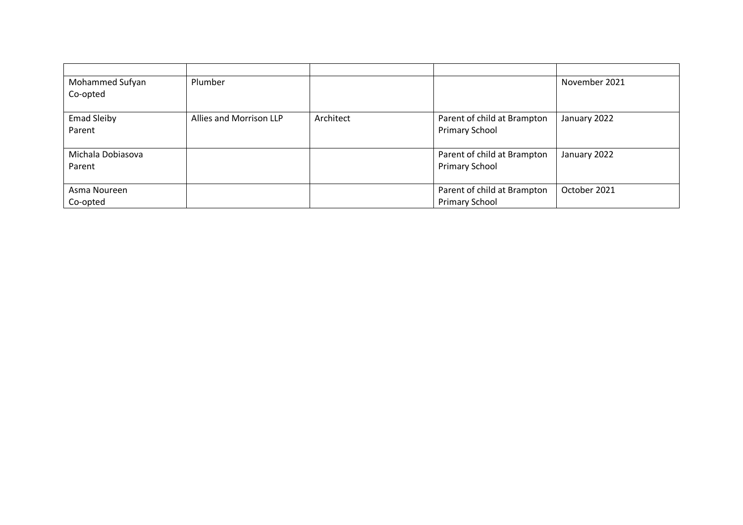| | | | | |
|---|---|---|---|---|
| Mohammed Sufyan<br>Co-opted | Plumber | | | November 2021 |
| Emad Sleiby<br>Parent | Allies and Morrison LLP | Architect | Parent of child at Brampton Primary School | January 2022 |
| Michala Dobiasova<br>Parent | | | Parent of child at Brampton Primary School | January 2022 |
| Asma Noureen<br>Co-opted | | | Parent of child at Brampton Primary School | October 2021 |